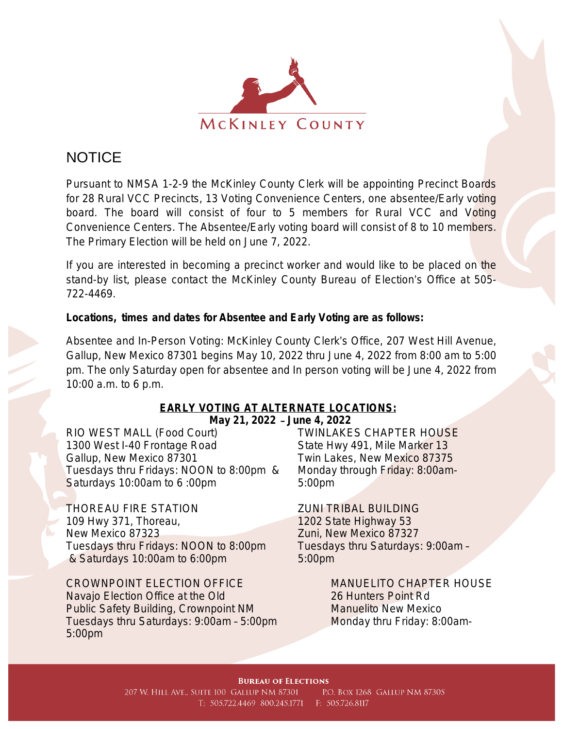MCKINLEY COUNTY

# NOTICE

Pursuant to NMSA 1-2-9 the McKinley County Clerk will be appointing Precinct Boards for 28 Rural VCC Precincts, 13 Voting Convenience Centers, one absentee/Early voting board. The board will consist of four to 5 members for Rural VCC and Voting Convenience Centers. The Absentee/Early voting board will consist of 8 to 10 members. The Primary Election will be held on June 7, 2022.

If you are interested in becoming a precinct worker and would like to be placed on the stand-by list, please contact the McKinley County Bureau of Election's Office at 505-722-4469.

**Locations, times and dates for Absentee and Early Voting are as follows:**

Absentee and In-Person Voting: McKinley County Clerk's Office, 207 West Hill Avenue, Gallup, New Mexico 87301 begins May 10, 2022 thru June 4, 2022 from 8:00 am to 5:00 pm. The only Saturday open for absentee and In person voting will be June 4, 2022 from 10:00 a.m. to 6 p.m.

**EARLY VOTING AT ALTERNATE LOCATIONS:**
**May 21, 2022 – June 4, 2022**

RIO WEST MALL (Food Court)
1300 West I-40 Frontage Road
Gallup, New Mexico 87301
Tuesdays thru Fridays: NOON to 8:00pm & Saturdays 10:00am to 6 :00pm

THOREAU FIRE STATION
109 Hwy 371, Thoreau,
New Mexico 87323
Tuesdays thru Fridays: NOON to 8:00pm & Saturdays 10:00am to 6:00pm

CROWNPOINT ELECTION OFFICE
Navajo Election Office at the Old Public Safety Building, Crownpoint NM
Tuesdays thru Saturdays: 9:00am – 5:00pm 5:00pm

TWINLAKES CHAPTER HOUSE
State Hwy 491, Mile Marker 13
Twin Lakes, New Mexico 87375
Monday through Friday: 8:00am-5:00pm

ZUNI TRIBAL BUILDING
1202 State Highway 53
Zuni, New Mexico 87327
Tuesdays thru Saturdays: 9:00am – 5:00pm

MANUELITO CHAPTER HOUSE
26 Hunters Point Rd
Manuelito New Mexico
Monday thru Friday: 8:00am-

**BUREAU OF ELECTIONS**
207 W. HILL AVE., SUITE 100 GALLUP NM 87301 P.O. BOX 1268 GALLUP NM 87305
T: 505.722.4469 800.245.1771 F: 505.726.8117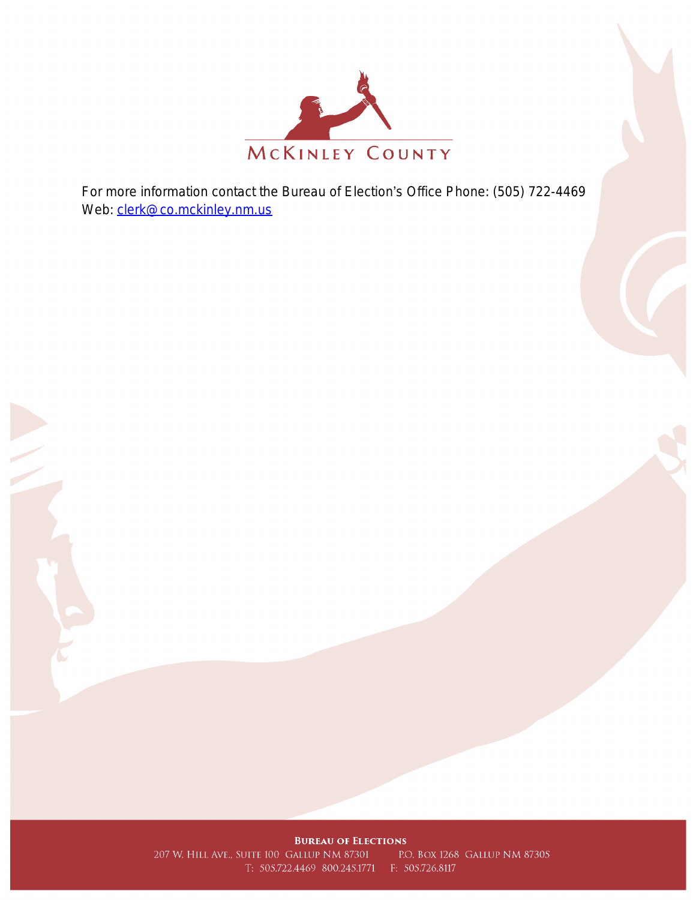MCKINLEY COUNTY

For more information contact the Bureau of Election's Office Phone: (505) 722-4469
Web: clerk@co.mckinley.nm.us

**BUREAU OF ELECTIONS**
207 W. HILL AVE., SUITE 100 GALLUP NM 87301 P.O. BOX 1268 GALLUP NM 87305
T: 505.722.4469 800.245.1771 F: 505.726.8117